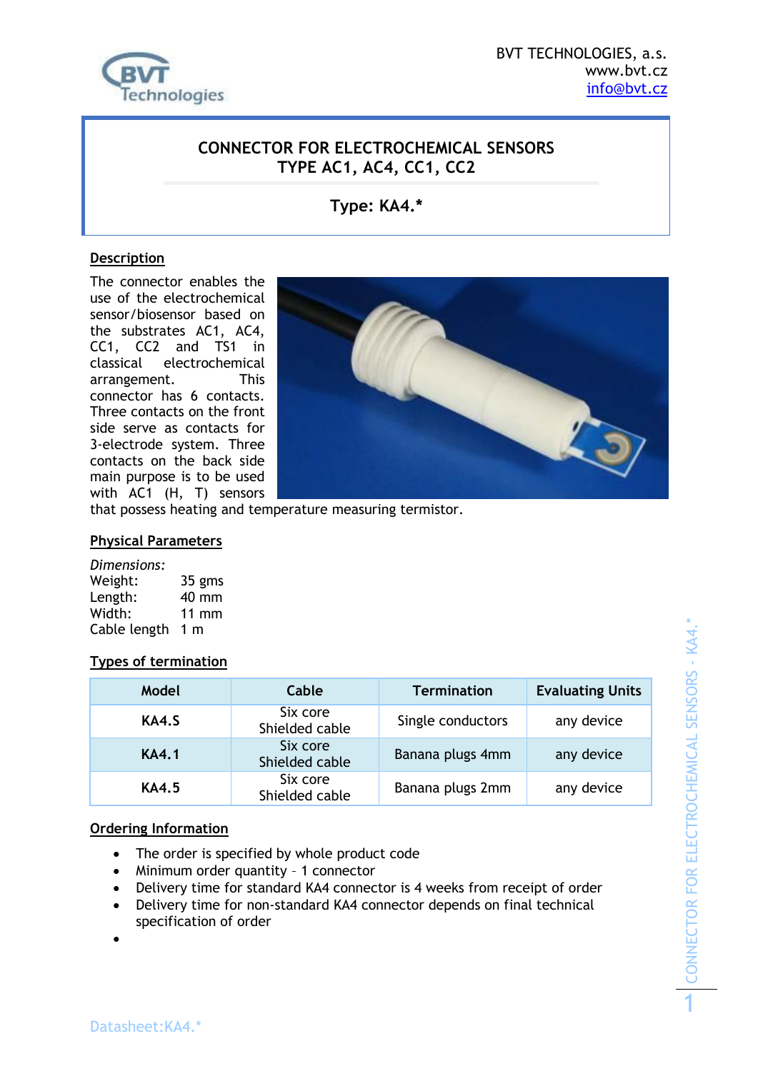BVT TECHNOLOGIES, a.s.
www.bvt.cz
info@bvt.cz

# CONNECTOR FOR ELECTROCHEMICAL SENSORS TYPE AC1, AC4, CC1, CC2

## Type: KA4.*

### Description

The connector enables the use of the electrochemical sensor/biosensor based on the substrates AC1, AC4, CC1, CC2 and TS1 in classical electrochemical arrangement. This connector has 6 contacts. Three contacts on the front side serve as contacts for 3-electrode system. Three contacts on the back side main purpose is to be used with AC1 (H, T) sensors that possess heating and temperature measuring termistor.

### Physical Parameters

*Dimensions:*
Weight: 35 gms
Length: 40 mm
Width: 11 mm
Cable length 1 m

### Types of termination

| Model | Cable | Termination | Evaluating Units |
|---|---|---|---|
| **KA4.S** | Six core Shielded cable | Single conductors | any device |
| **KA4.1** | Six core Shielded cable | Banana plugs 4mm | any device |
| **KA4.5** | Six core Shielded cable | Banana plugs 2mm | any device |

### Ordering Information

- The order is specified by whole product code
- Minimum order quantity – 1 connector
- Delivery time for standard KA4 connector is 4 weeks from receipt of order
- Delivery time for non-standard KA4 connector depends on final technical specification of order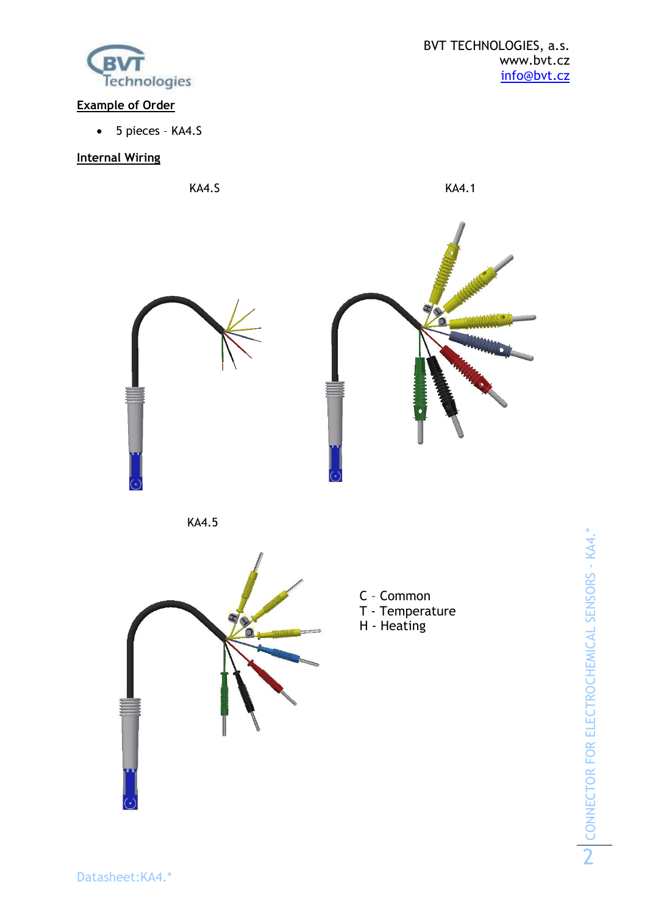## Example of Order

- 5 pieces – KA4.S

## Internal Wiring

KA4.S

KA4.1

KA4.5

C – Common
T - Temperature
H - Heating